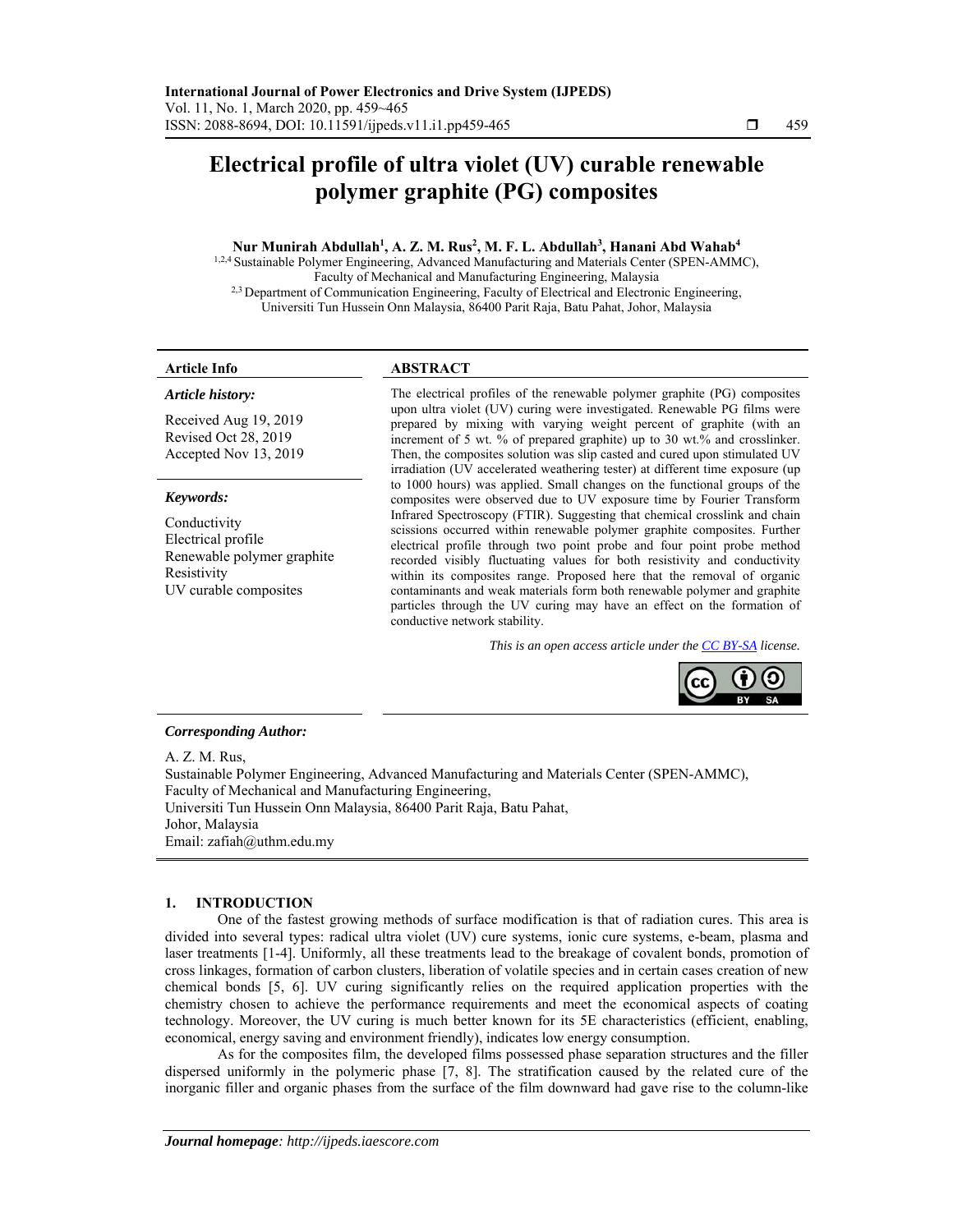# Electrical profile of ultra violet (UV) curable renewable polymer graphite (PG) composites

**Nur Munirah Abdullah[1], A. Z. M. Rus[2], M. F. L. Abdullah[3], Hanani Abd Wahab[4]**

[1,2,4] Sustainable Polymer Engineering, Advanced Manufacturing and Materials Center (SPEN-AMMC), Faculty of Mechanical and Manufacturing Engineering, Malaysia

[2,3] Department of Communication Engineering, Faculty of Electrical and Electronic Engineering, Universiti Tun Hussein Onn Malaysia, 86400 Parit Raja, Batu Pahat, Johor, Malaysia

**Article Info**

*Article history:*

Received Aug 19, 2019
Revised Oct 28, 2019
Accepted Nov 13, 2019

*Keywords:*

Conductivity
Electrical profile
Renewable polymer graphite
Resistivity
UV curable composites

**ABSTRACT**

The electrical profiles of the renewable polymer graphite (PG) composites upon ultra violet (UV) curing were investigated. Renewable PG films were prepared by mixing with varying weight percent of graphite (with an increment of 5 wt. % of prepared graphite) up to 30 wt.% and crosslinker. Then, the composites solution was slip casted and cured upon stimulated UV irradiation (UV accelerated weathering tester) at different time exposure (up to 1000 hours) was applied. Small changes on the functional groups of the composites were observed due to UV exposure time by Fourier Transform Infrared Spectroscopy (FTIR). Suggesting that chemical crosslink and chain scissions occurred within renewable polymer graphite composites. Further electrical profile through two point probe and four point probe method recorded visibly fluctuating values for both resistivity and conductivity within its composites range. Proposed here that the removal of organic contaminants and weak materials form both renewable polymer and graphite particles through the UV curing may have an effect on the formation of conductive network stability.

*This is an open access article under the CC BY-SA license.*

***Corresponding Author:***

A. Z. M. Rus,
Sustainable Polymer Engineering, Advanced Manufacturing and Materials Center (SPEN-AMMC),
Faculty of Mechanical and Manufacturing Engineering,
Universiti Tun Hussein Onn Malaysia, 86400 Parit Raja, Batu Pahat,
Johor, Malaysia
Email: zafiah@uthm.edu.my

## 1. INTRODUCTION

One of the fastest growing methods of surface modification is that of radiation cures. This area is divided into several types: radical ultra violet (UV) cure systems, ionic cure systems, e-beam, plasma and laser treatments [1-4]. Uniformly, all these treatments lead to the breakage of covalent bonds, promotion of cross linkages, formation of carbon clusters, liberation of volatile species and in certain cases creation of new chemical bonds [5, 6]. UV curing significantly relies on the required application properties with the chemistry chosen to achieve the performance requirements and meet the economical aspects of coating technology. Moreover, the UV curing is much better known for its 5E characteristics (efficient, enabling, economical, energy saving and environment friendly), indicates low energy consumption.

As for the composites film, the developed films possessed phase separation structures and the filler dispersed uniformly in the polymeric phase [7, 8]. The stratification caused by the related cure of the inorganic filler and organic phases from the surface of the film downward had gave rise to the column-like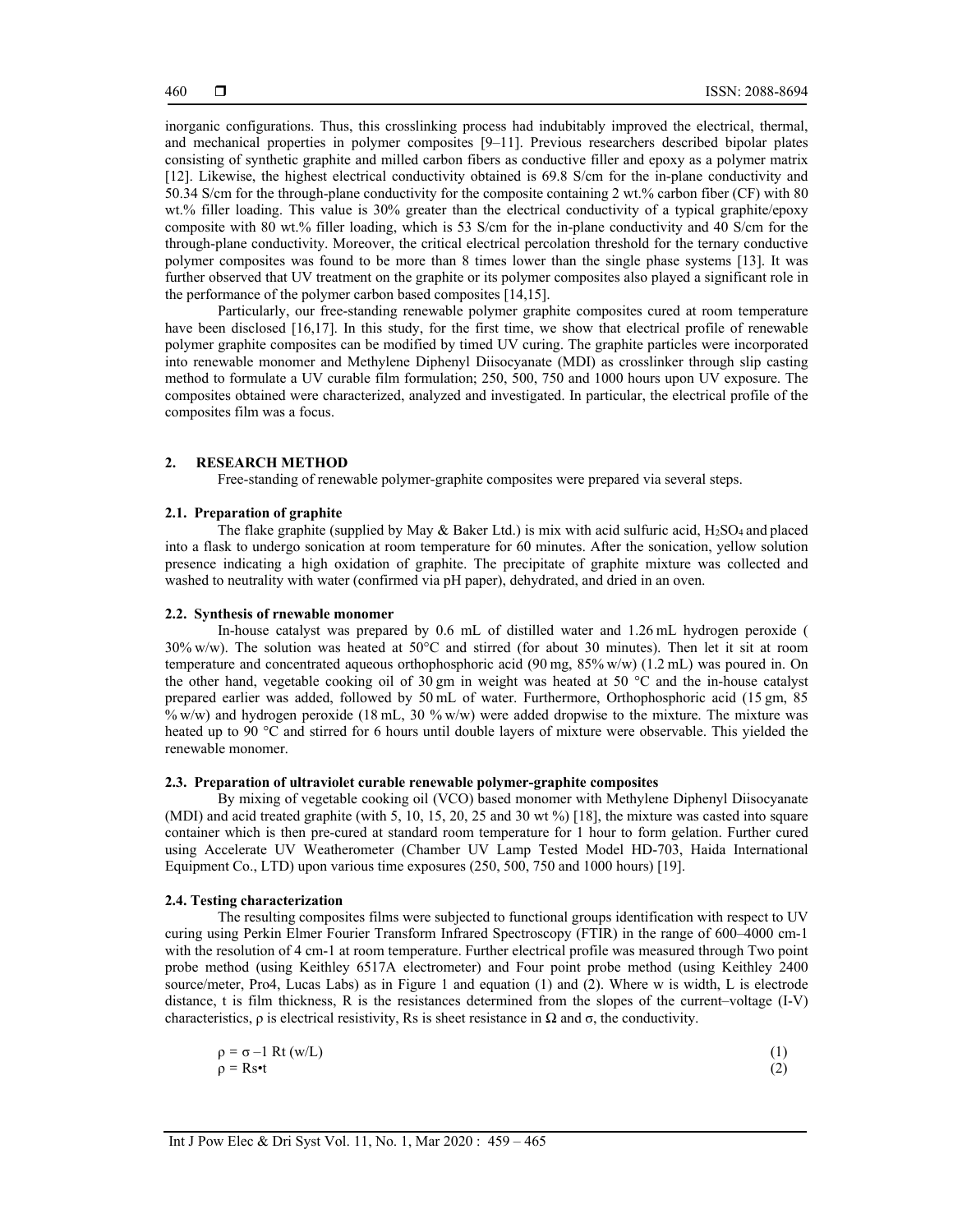inorganic configurations. Thus, this crosslinking process had indubitably improved the electrical, thermal, and mechanical properties in polymer composites [9–11]. Previous researchers described bipolar plates consisting of synthetic graphite and milled carbon fibers as conductive filler and epoxy as a polymer matrix [12]. Likewise, the highest electrical conductivity obtained is 69.8 S/cm for the in-plane conductivity and 50.34 S/cm for the through-plane conductivity for the composite containing 2 wt.% carbon fiber (CF) with 80 wt.% filler loading. This value is 30% greater than the electrical conductivity of a typical graphite/epoxy composite with 80 wt.% filler loading, which is 53 S/cm for the in-plane conductivity and 40 S/cm for the through-plane conductivity. Moreover, the critical electrical percolation threshold for the ternary conductive polymer composites was found to be more than 8 times lower than the single phase systems [13]. It was further observed that UV treatment on the graphite or its polymer composites also played a significant role in the performance of the polymer carbon based composites [14,15].

Particularly, our free-standing renewable polymer graphite composites cured at room temperature have been disclosed [16,17]. In this study, for the first time, we show that electrical profile of renewable polymer graphite composites can be modified by timed UV curing. The graphite particles were incorporated into renewable monomer and Methylene Diphenyl Diisocyanate (MDI) as crosslinker through slip casting method to formulate a UV curable film formulation; 250, 500, 750 and 1000 hours upon UV exposure. The composites obtained were characterized, analyzed and investigated. In particular, the electrical profile of the composites film was a focus.

## 2. RESEARCH METHOD

Free-standing of renewable polymer-graphite composites were prepared via several steps.

### 2.1. Preparation of graphite

The flake graphite (supplied by May & Baker Ltd.) is mix with acid sulfuric acid, $H_2SO_4$ and placed into a flask to undergo sonication at room temperature for 60 minutes. After the sonication, yellow solution presence indicating a high oxidation of graphite. The precipitate of graphite mixture was collected and washed to neutrality with water (confirmed via pH paper), dehydrated, and dried in an oven.

### 2.2. Synthesis of rnewable monomer

In-house catalyst was prepared by 0.6 mL of distilled water and 1.26 mL hydrogen peroxide ( 30% w/w). The solution was heated at 50°C and stirred (for about 30 minutes). Then let it sit at room temperature and concentrated aqueous orthophosphoric acid (90 mg, 85% w/w) (1.2 mL) was poured in. On the other hand, vegetable cooking oil of 30 gm in weight was heated at 50 °C and the in-house catalyst prepared earlier was added, followed by 50 mL of water. Furthermore, Orthophosphoric acid (15 gm, 85 % w/w) and hydrogen peroxide (18 mL, 30 % w/w) were added dropwise to the mixture. The mixture was heated up to 90 °C and stirred for 6 hours until double layers of mixture were observable. This yielded the renewable monomer.

### 2.3. Preparation of ultraviolet curable renewable polymer-graphite composites

By mixing of vegetable cooking oil (VCO) based monomer with Methylene Diphenyl Diisocyanate (MDI) and acid treated graphite (with 5, 10, 15, 20, 25 and 30 wt %) [18], the mixture was casted into square container which is then pre-cured at standard room temperature for 1 hour to form gelation. Further cured using Accelerate UV Weatherometer (Chamber UV Lamp Tested Model HD-703, Haida International Equipment Co., LTD) upon various time exposures (250, 500, 750 and 1000 hours) [19].

### 2.4. Testing characterization

The resulting composites films were subjected to functional groups identification with respect to UV curing using Perkin Elmer Fourier Transform Infrared Spectroscopy (FTIR) in the range of 600–4000 cm-1 with the resolution of 4 cm-1 at room temperature. Further electrical profile was measured through Two point probe method (using Keithley 6517A electrometer) and Four point probe method (using Keithley 2400 source/meter, Pro4, Lucas Labs) as in Figure 1 and equation (1) and (2). Where w is width, L is electrode distance, t is film thickness, R is the resistances determined from the slopes of the current–voltage (I-V) characteristics, ρ is electrical resistivity, Rs is sheet resistance in Ω and σ, the conductivity.

$$\rho = \sigma^{-1}\, Rt\, (w/L) \tag{1}$$

$$\rho = R_s \bullet t \tag{2}$$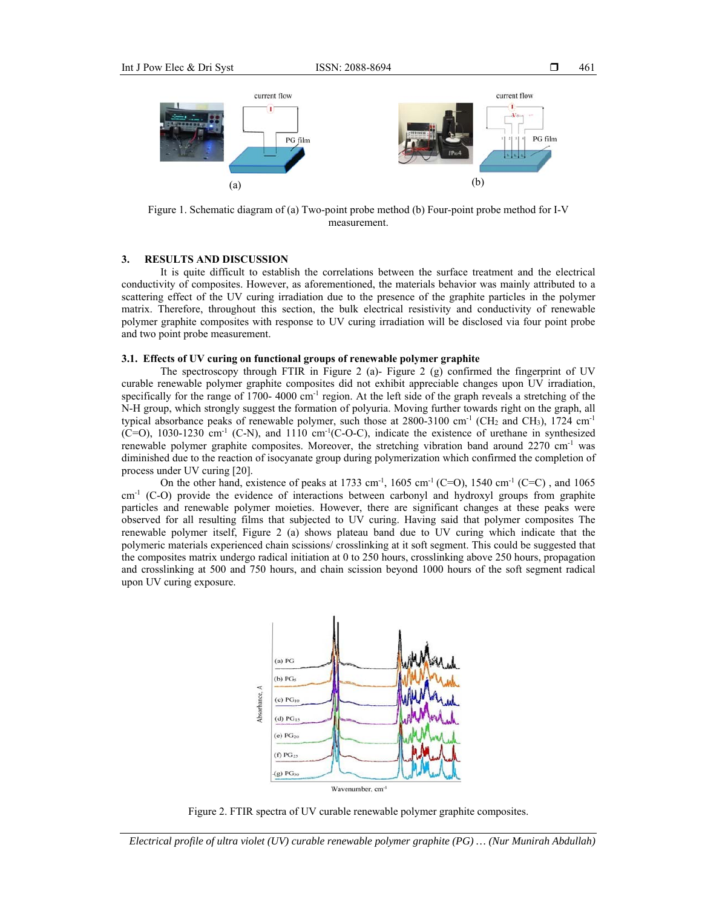Figure 1. Schematic diagram of (a) Two-point probe method (b) Four-point probe method for I-V measurement.

## 3. RESULTS AND DISCUSSION

It is quite difficult to establish the correlations between the surface treatment and the electrical conductivity of composites. However, as aforementioned, the materials behavior was mainly attributed to a scattering effect of the UV curing irradiation due to the presence of the graphite particles in the polymer matrix. Therefore, throughout this section, the bulk electrical resistivity and conductivity of renewable polymer graphite composites with response to UV curing irradiation will be disclosed via four point probe and two point probe measurement.

### 3.1. Effects of UV curing on functional groups of renewable polymer graphite

The spectroscopy through FTIR in Figure 2 (a)- Figure 2 (g) confirmed the fingerprint of UV curable renewable polymer graphite composites did not exhibit appreciable changes upon UV irradiation, specifically for the range of 1700- 4000 $cm^{-1}$ region. At the left side of the graph reveals a stretching of the N-H group, which strongly suggest the formation of polyuria. Moving further towards right on the graph, all typical absorbance peaks of renewable polymer, such those at 2800-3100 $cm^{-1}$ ($CH_2$ and $CH_3$), 1724 $cm^{-1}$ (C=O), 1030-1230 $cm^{-1}$ (C-N), and 1110 $cm^{-1}$(C-O-C), indicate the existence of urethane in synthesized renewable polymer graphite composites. Moreover, the stretching vibration band around 2270 $cm^{-1}$ was diminished due to the reaction of isocyanate group during polymerization which confirmed the completion of process under UV curing [20].

On the other hand, existence of peaks at 1733 $cm^{-1}$, 1605 $cm^{-1}$ (C=O), 1540 $cm^{-1}$ (C=C) , and 1065 $cm^{-1}$ (C-O) provide the evidence of interactions between carbonyl and hydroxyl groups from graphite particles and renewable polymer moieties. However, there are significant changes at these peaks were observed for all resulting films that subjected to UV curing. Having said that polymer composites The renewable polymer itself, Figure 2 (a) shows plateau band due to UV curing which indicate that the polymeric materials experienced chain scissions/ crosslinking at it soft segment. This could be suggested that the composites matrix undergo radical initiation at 0 to 250 hours, crosslinking above 250 hours, propagation and crosslinking at 500 and 750 hours, and chain scission beyond 1000 hours of the soft segment radical upon UV curing exposure.

Figure 2. FTIR spectra of UV curable renewable polymer graphite composites.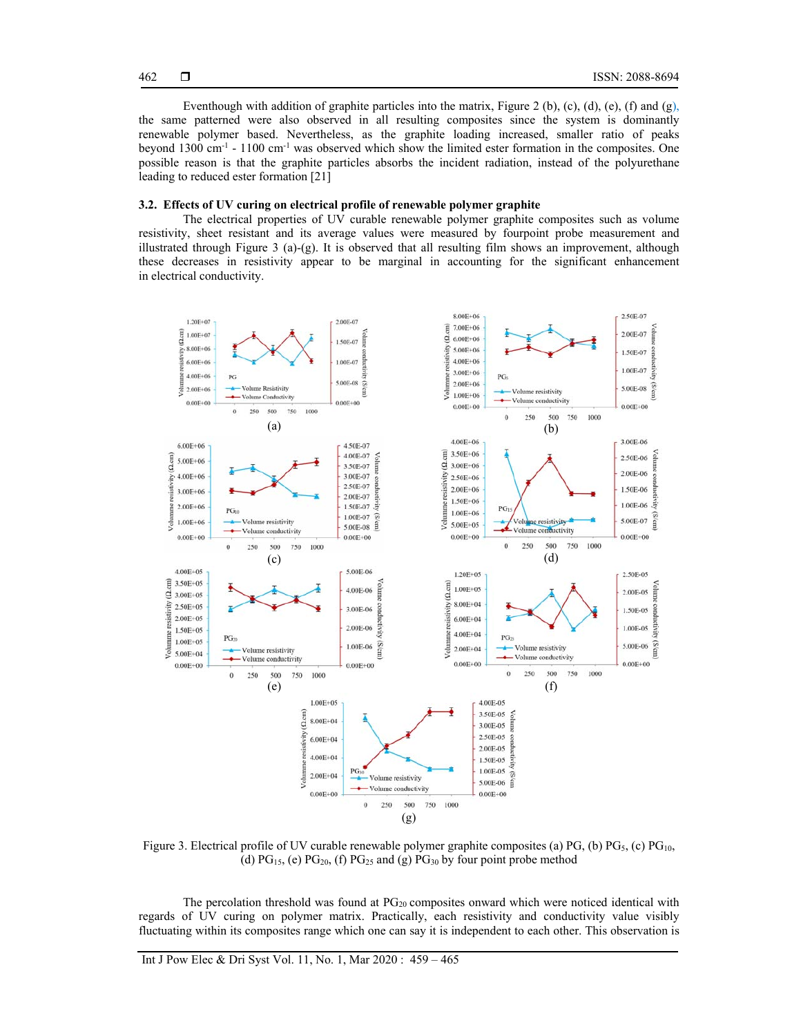Eventhough with addition of graphite particles into the matrix, Figure 2 (b), (c), (d), (e), (f) and (g), the same patterned were also observed in all resulting composites since the system is dominantly renewable polymer based. Nevertheless, as the graphite loading increased, smaller ratio of peaks beyond 1300 $cm^{-1}$ - 1100 $cm^{-1}$ was observed which show the limited ester formation in the composites. One possible reason is that the graphite particles absorbs the incident radiation, instead of the polyurethane leading to reduced ester formation [21]

### 3.2. Effects of UV curing on electrical profile of renewable polymer graphite

The electrical properties of UV curable renewable polymer graphite composites such as volume resistivity, sheet resistant and its average values were measured by fourpoint probe measurement and illustrated through Figure 3 (a)-(g). It is observed that all resulting film shows an improvement, although these decreases in resistivity appear to be marginal in accounting for the significant enhancement in electrical conductivity.

Figure 3. Electrical profile of UV curable renewable polymer graphite composites (a) PG, (b) $PG_5$, (c) $PG_{10}$, (d) $PG_{15}$, (e) $PG_{20}$, (f) $PG_{25}$ and (g) $PG_{30}$ by four point probe method

The percolation threshold was found at $PG_{20}$ composites onward which were noticed identical with regards of UV curing on polymer matrix. Practically, each resistivity and conductivity value visibly fluctuating within its composites range which one can say it is independent to each other. This observation is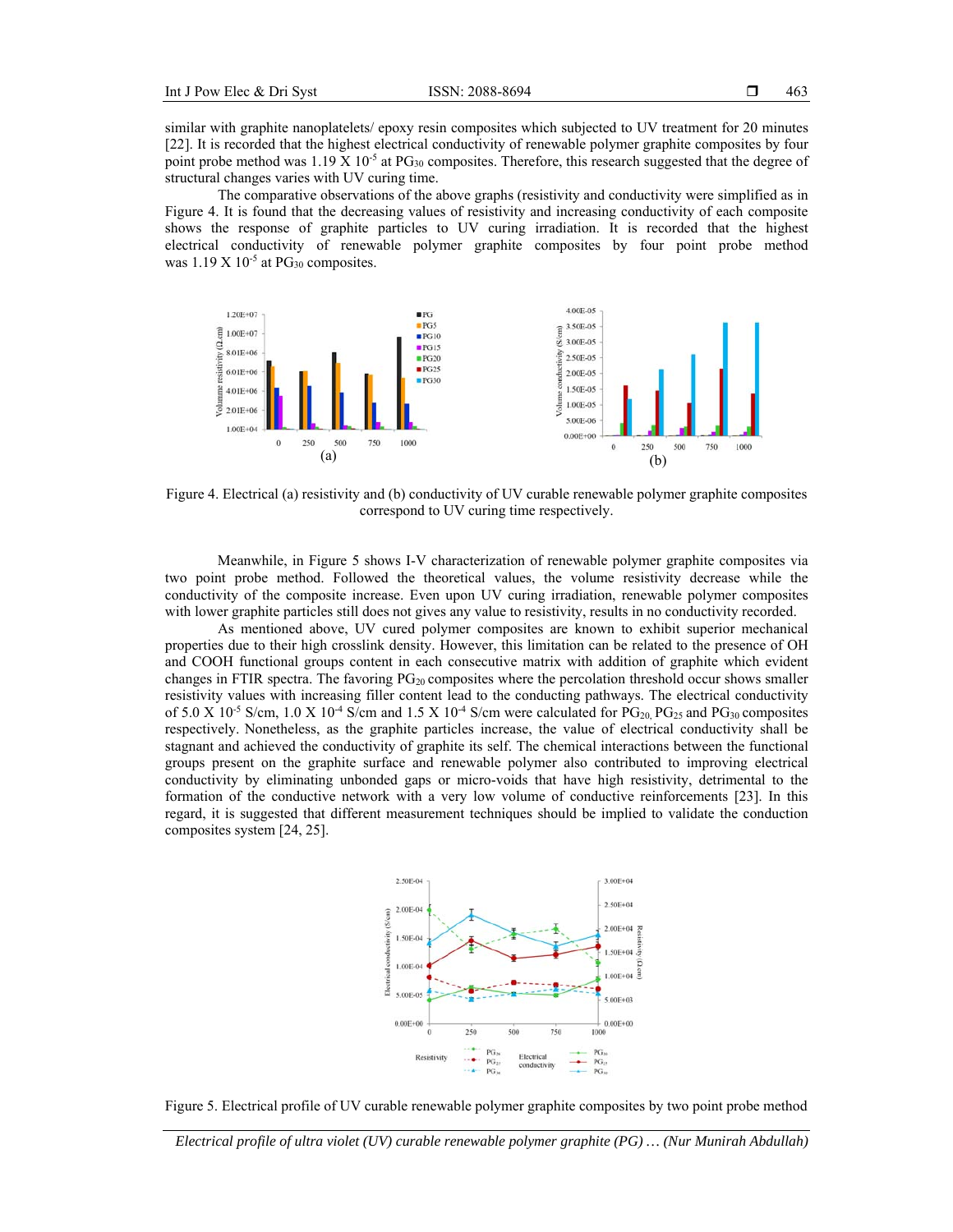similar with graphite nanoplatelets/ epoxy resin composites which subjected to UV treatment for 20 minutes [22]. It is recorded that the highest electrical conductivity of renewable polymer graphite composites by four point probe method was 1.19 X $10^{-5}$ at $PG_{30}$ composites. Therefore, this research suggested that the degree of structural changes varies with UV curing time.

The comparative observations of the above graphs (resistivity and conductivity were simplified as in Figure 4. It is found that the decreasing values of resistivity and increasing conductivity of each composite shows the response of graphite particles to UV curing irradiation. It is recorded that the highest electrical conductivity of renewable polymer graphite composites by four point probe method was 1.19 X $10^{-5}$ at $PG_{30}$ composites.

Figure 4. Electrical (a) resistivity and (b) conductivity of UV curable renewable polymer graphite composites correspond to UV curing time respectively.

Meanwhile, in Figure 5 shows I-V characterization of renewable polymer graphite composites via two point probe method. Followed the theoretical values, the volume resistivity decrease while the conductivity of the composite increase. Even upon UV curing irradiation, renewable polymer composites with lower graphite particles still does not gives any value to resistivity, results in no conductivity recorded.

As mentioned above, UV cured polymer composites are known to exhibit superior mechanical properties due to their high crosslink density. However, this limitation can be related to the presence of OH and COOH functional groups content in each consecutive matrix with addition of graphite which evident changes in FTIR spectra. The favoring $PG_{20}$ composites where the percolation threshold occur shows smaller resistivity values with increasing filler content lead to the conducting pathways. The electrical conductivity of 5.0 X $10^{-5}$ S/cm, 1.0 X $10^{-4}$ S/cm and 1.5 X $10^{-4}$ S/cm were calculated for $PG_{20}$, $PG_{25}$ and $PG_{30}$ composites respectively. Nonetheless, as the graphite particles increase, the value of electrical conductivity shall be stagnant and achieved the conductivity of graphite its self. The chemical interactions between the functional groups present on the graphite surface and renewable polymer also contributed to improving electrical conductivity by eliminating unbonded gaps or micro-voids that have high resistivity, detrimental to the formation of the conductive network with a very low volume of conductive reinforcements [23]. In this regard, it is suggested that different measurement techniques should be implied to validate the conduction composites system [24, 25].

Figure 5. Electrical profile of UV curable renewable polymer graphite composites by two point probe method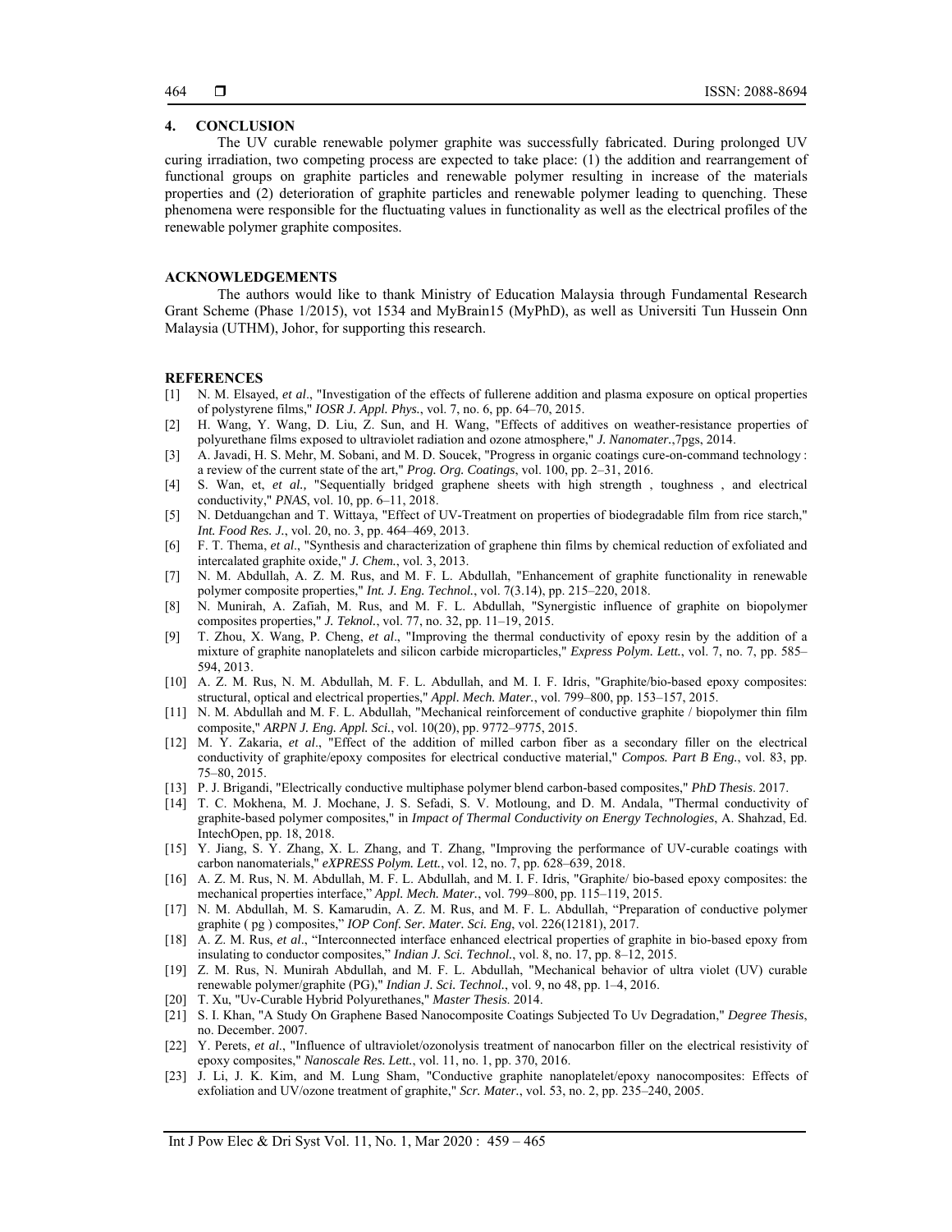## 4. CONCLUSION

The UV curable renewable polymer graphite was successfully fabricated. During prolonged UV curing irradiation, two competing process are expected to take place: (1) the addition and rearrangement of functional groups on graphite particles and renewable polymer resulting in increase of the materials properties and (2) deterioration of graphite particles and renewable polymer leading to quenching. These phenomena were responsible for the fluctuating values in functionality as well as the electrical profiles of the renewable polymer graphite composites.

## ACKNOWLEDGEMENTS

The authors would like to thank Ministry of Education Malaysia through Fundamental Research Grant Scheme (Phase 1/2015), vot 1534 and MyBrain15 (MyPhD), as well as Universiti Tun Hussein Onn Malaysia (UTHM), Johor, for supporting this research.

## REFERENCES

[1] N. M. Elsayed, *et al*., "Investigation of the effects of fullerene addition and plasma exposure on optical properties of polystyrene films," *IOSR J. Appl. Phys.*, vol. 7, no. 6, pp. 64–70, 2015.

[2] H. Wang, Y. Wang, D. Liu, Z. Sun, and H. Wang, "Effects of additives on weather-resistance properties of polyurethane films exposed to ultraviolet radiation and ozone atmosphere," *J. Nanomater.*,7pgs, 2014.

[3] A. Javadi, H. S. Mehr, M. Sobani, and M. D. Soucek, "Progress in organic coatings cure-on-command technology : a review of the current state of the art," *Prog. Org. Coatings*, vol. 100, pp. 2–31, 2016.

[4] S. Wan, et, *et al.,* "Sequentially bridged graphene sheets with high strength , toughness , and electrical conductivity," *PNAS*, vol. 10, pp. 6–11, 2018.

[5] N. Detduangchan and T. Wittaya, "Effect of UV-Treatment on properties of biodegradable film from rice starch," *Int. Food Res. J.*, vol. 20, no. 3, pp. 464–469, 2013.

[6] F. T. Thema, *et al*., "Synthesis and characterization of graphene thin films by chemical reduction of exfoliated and intercalated graphite oxide," *J. Chem.*, vol. 3, 2013.

[7] N. M. Abdullah, A. Z. M. Rus, and M. F. L. Abdullah, "Enhancement of graphite functionality in renewable polymer composite properties," *Int. J. Eng. Technol.*, vol. 7(3.14), pp. 215–220, 2018.

[8] N. Munirah, A. Zafiah, M. Rus, and M. F. L. Abdullah, "Synergistic influence of graphite on biopolymer composites properties," *J. Teknol.*, vol. 77, no. 32, pp. 11–19, 2015.

[9] T. Zhou, X. Wang, P. Cheng, *et al*., "Improving the thermal conductivity of epoxy resin by the addition of a mixture of graphite nanoplatelets and silicon carbide microparticles," *Express Polym. Lett.*, vol. 7, no. 7, pp. 585–594, 2013.

[10] A. Z. M. Rus, N. M. Abdullah, M. F. L. Abdullah, and M. I. F. Idris, "Graphite/bio-based epoxy composites: structural, optical and electrical properties," *Appl. Mech. Mater.*, vol. 799–800, pp. 153–157, 2015.

[11] N. M. Abdullah and M. F. L. Abdullah, "Mechanical reinforcement of conductive graphite / biopolymer thin film composite," *ARPN J. Eng. Appl. Sci.*, vol. 10(20), pp. 9772–9775, 2015.

[12] M. Y. Zakaria, *et al*., "Effect of the addition of milled carbon fiber as a secondary filler on the electrical conductivity of graphite/epoxy composites for electrical conductive material," *Compos. Part B Eng.*, vol. 83, pp. 75–80, 2015.

[13] P. J. Brigandi, "Electrically conductive multiphase polymer blend carbon-based composites," *PhD Thesis*. 2017.

[14] T. C. Mokhena, M. J. Mochane, J. S. Sefadi, S. V. Motloung, and D. M. Andala, "Thermal conductivity of graphite-based polymer composites," in *Impact of Thermal Conductivity on Energy Technologies*, A. Shahzad, Ed. IntechOpen, pp. 18, 2018.

[15] Y. Jiang, S. Y. Zhang, X. L. Zhang, and T. Zhang, "Improving the performance of UV-curable coatings with carbon nanomaterials," *eXPRESS Polym. Lett.*, vol. 12, no. 7, pp. 628–639, 2018.

[16] A. Z. M. Rus, N. M. Abdullah, M. F. L. Abdullah, and M. I. F. Idris, "Graphite/ bio-based epoxy composites: the mechanical properties interface," *Appl. Mech. Mater.*, vol. 799–800, pp. 115–119, 2015.

[17] N. M. Abdullah, M. S. Kamarudin, A. Z. M. Rus, and M. F. L. Abdullah, "Preparation of conductive polymer graphite ( pg ) composites," *IOP Conf. Ser. Mater. Sci. Eng*, vol. 226(12181), 2017.

[18] A. Z. M. Rus, *et al*., "Interconnected interface enhanced electrical properties of graphite in bio-based epoxy from insulating to conductor composites," *Indian J. Sci. Technol.*, vol. 8, no. 17, pp. 8–12, 2015.

[19] Z. M. Rus, N. Munirah Abdullah, and M. F. L. Abdullah, "Mechanical behavior of ultra violet (UV) curable renewable polymer/graphite (PG)," *Indian J. Sci. Technol.*, vol. 9, no 48, pp. 1–4, 2016.

[20] T. Xu, "Uv-Curable Hybrid Polyurethanes," *Master Thesis*. 2014.

[21] S. I. Khan, "A Study On Graphene Based Nanocomposite Coatings Subjected To Uv Degradation," *Degree Thesis*, no. December. 2007.

[22] Y. Perets, *et al.*, "Influence of ultraviolet/ozonolysis treatment of nanocarbon filler on the electrical resistivity of epoxy composites," *Nanoscale Res. Lett.*, vol. 11, no. 1, pp. 370, 2016.

[23] J. Li, J. K. Kim, and M. Lung Sham, "Conductive graphite nanoplatelet/epoxy nanocomposites: Effects of exfoliation and UV/ozone treatment of graphite," *Scr. Mater.*, vol. 53, no. 2, pp. 235–240, 2005.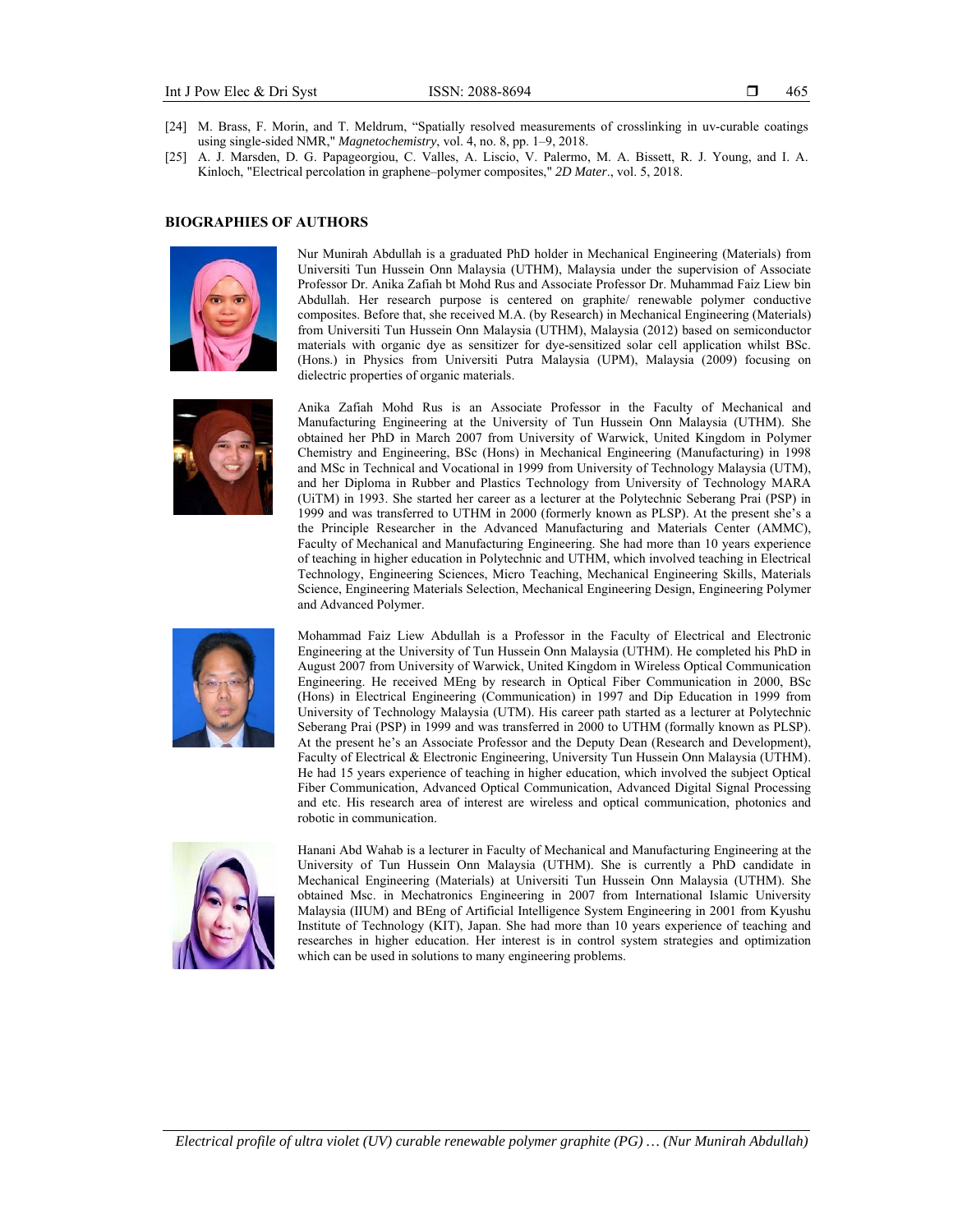[24] M. Brass, F. Morin, and T. Meldrum, "Spatially resolved measurements of crosslinking in uv-curable coatings using single-sided NMR," *Magnetochemistry*, vol. 4, no. 8, pp. 1–9, 2018.

[25] A. J. Marsden, D. G. Papageorgiou, C. Valles, A. Liscio, V. Palermo, M. A. Bissett, R. J. Young, and I. A. Kinloch, "Electrical percolation in graphene–polymer composites," *2D Mater*., vol. 5, 2018.

## BIOGRAPHIES OF AUTHORS

Nur Munirah Abdullah is a graduated PhD holder in Mechanical Engineering (Materials) from Universiti Tun Hussein Onn Malaysia (UTHM), Malaysia under the supervision of Associate Professor Dr. Anika Zafiah bt Mohd Rus and Associate Professor Dr. Muhammad Faiz Liew bin Abdullah. Her research purpose is centered on graphite/ renewable polymer conductive composites. Before that, she received M.A. (by Research) in Mechanical Engineering (Materials) from Universiti Tun Hussein Onn Malaysia (UTHM), Malaysia (2012) based on semiconductor materials with organic dye as sensitizer for dye-sensitized solar cell application whilst BSc. (Hons.) in Physics from Universiti Putra Malaysia (UPM), Malaysia (2009) focusing on dielectric properties of organic materials.

Anika Zafiah Mohd Rus is an Associate Professor in the Faculty of Mechanical and Manufacturing Engineering at the University of Tun Hussein Onn Malaysia (UTHM). She obtained her PhD in March 2007 from University of Warwick, United Kingdom in Polymer Chemistry and Engineering, BSc (Hons) in Mechanical Engineering (Manufacturing) in 1998 and MSc in Technical and Vocational in 1999 from University of Technology Malaysia (UTM), and her Diploma in Rubber and Plastics Technology from University of Technology MARA (UiTM) in 1993. She started her career as a lecturer at the Polytechnic Seberang Prai (PSP) in 1999 and was transferred to UTHM in 2000 (formerly known as PLSP). At the present she's a the Principle Researcher in the Advanced Manufacturing and Materials Center (AMMC), Faculty of Mechanical and Manufacturing Engineering. She had more than 10 years experience of teaching in higher education in Polytechnic and UTHM, which involved teaching in Electrical Technology, Engineering Sciences, Micro Teaching, Mechanical Engineering Skills, Materials Science, Engineering Materials Selection, Mechanical Engineering Design, Engineering Polymer and Advanced Polymer.

Mohammad Faiz Liew Abdullah is a Professor in the Faculty of Electrical and Electronic Engineering at the University of Tun Hussein Onn Malaysia (UTHM). He completed his PhD in August 2007 from University of Warwick, United Kingdom in Wireless Optical Communication Engineering. He received MEng by research in Optical Fiber Communication in 2000, BSc (Hons) in Electrical Engineering (Communication) in 1997 and Dip Education in 1999 from University of Technology Malaysia (UTM). His career path started as a lecturer at Polytechnic Seberang Prai (PSP) in 1999 and was transferred in 2000 to UTHM (formally known as PLSP). At the present he's an Associate Professor and the Deputy Dean (Research and Development), Faculty of Electrical & Electronic Engineering, University Tun Hussein Onn Malaysia (UTHM). He had 15 years experience of teaching in higher education, which involved the subject Optical Fiber Communication, Advanced Optical Communication, Advanced Digital Signal Processing and etc. His research area of interest are wireless and optical communication, photonics and robotic in communication.

Hanani Abd Wahab is a lecturer in Faculty of Mechanical and Manufacturing Engineering at the University of Tun Hussein Onn Malaysia (UTHM). She is currently a PhD candidate in Mechanical Engineering (Materials) at Universiti Tun Hussein Onn Malaysia (UTHM). She obtained Msc. in Mechatronics Engineering in 2007 from International Islamic University Malaysia (IIUM) and BEng of Artificial Intelligence System Engineering in 2001 from Kyushu Institute of Technology (KIT), Japan. She had more than 10 years experience of teaching and researches in higher education. Her interest is in control system strategies and optimization which can be used in solutions to many engineering problems.